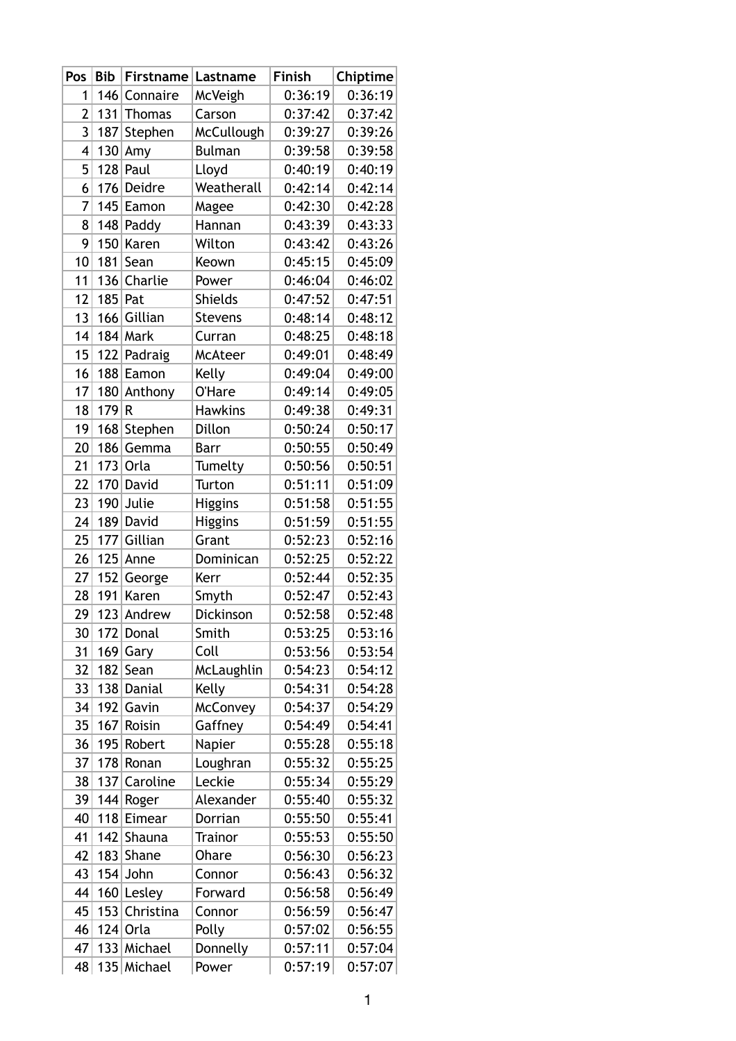| Pos | Bib | Firstname | Lastname | Finish | Chiptime |
|---|---|---|---|---|---|
| 1 | 146 | Connaire | McVeigh | 0:36:19 | 0:36:19 |
| 2 | 131 | Thomas | Carson | 0:37:42 | 0:37:42 |
| 3 | 187 | Stephen | McCullough | 0:39:27 | 0:39:26 |
| 4 | 130 | Amy | Bulman | 0:39:58 | 0:39:58 |
| 5 | 128 | Paul | Lloyd | 0:40:19 | 0:40:19 |
| 6 | 176 | Deidre | Weatherall | 0:42:14 | 0:42:14 |
| 7 | 145 | Eamon | Magee | 0:42:30 | 0:42:28 |
| 8 | 148 | Paddy | Hannan | 0:43:39 | 0:43:33 |
| 9 | 150 | Karen | Wilton | 0:43:42 | 0:43:26 |
| 10 | 181 | Sean | Keown | 0:45:15 | 0:45:09 |
| 11 | 136 | Charlie | Power | 0:46:04 | 0:46:02 |
| 12 | 185 | Pat | Shields | 0:47:52 | 0:47:51 |
| 13 | 166 | Gillian | Stevens | 0:48:14 | 0:48:12 |
| 14 | 184 | Mark | Curran | 0:48:25 | 0:48:18 |
| 15 | 122 | Padraig | McAteer | 0:49:01 | 0:48:49 |
| 16 | 188 | Eamon | Kelly | 0:49:04 | 0:49:00 |
| 17 | 180 | Anthony | O'Hare | 0:49:14 | 0:49:05 |
| 18 | 179 | R | Hawkins | 0:49:38 | 0:49:31 |
| 19 | 168 | Stephen | Dillon | 0:50:24 | 0:50:17 |
| 20 | 186 | Gemma | Barr | 0:50:55 | 0:50:49 |
| 21 | 173 | Orla | Tumelty | 0:50:56 | 0:50:51 |
| 22 | 170 | David | Turton | 0:51:11 | 0:51:09 |
| 23 | 190 | Julie | Higgins | 0:51:58 | 0:51:55 |
| 24 | 189 | David | Higgins | 0:51:59 | 0:51:55 |
| 25 | 177 | Gillian | Grant | 0:52:23 | 0:52:16 |
| 26 | 125 | Anne | Dominican | 0:52:25 | 0:52:22 |
| 27 | 152 | George | Kerr | 0:52:44 | 0:52:35 |
| 28 | 191 | Karen | Smyth | 0:52:47 | 0:52:43 |
| 29 | 123 | Andrew | Dickinson | 0:52:58 | 0:52:48 |
| 30 | 172 | Donal | Smith | 0:53:25 | 0:53:16 |
| 31 | 169 | Gary | Coll | 0:53:56 | 0:53:54 |
| 32 | 182 | Sean | McLaughlin | 0:54:23 | 0:54:12 |
| 33 | 138 | Danial | Kelly | 0:54:31 | 0:54:28 |
| 34 | 192 | Gavin | McConvey | 0:54:37 | 0:54:29 |
| 35 | 167 | Roisin | Gaffney | 0:54:49 | 0:54:41 |
| 36 | 195 | Robert | Napier | 0:55:28 | 0:55:18 |
| 37 | 178 | Ronan | Loughran | 0:55:32 | 0:55:25 |
| 38 | 137 | Caroline | Leckie | 0:55:34 | 0:55:29 |
| 39 | 144 | Roger | Alexander | 0:55:40 | 0:55:32 |
| 40 | 118 | Eimear | Dorrian | 0:55:50 | 0:55:41 |
| 41 | 142 | Shauna | Trainor | 0:55:53 | 0:55:50 |
| 42 | 183 | Shane | Ohare | 0:56:30 | 0:56:23 |
| 43 | 154 | John | Connor | 0:56:43 | 0:56:32 |
| 44 | 160 | Lesley | Forward | 0:56:58 | 0:56:49 |
| 45 | 153 | Christina | Connor | 0:56:59 | 0:56:47 |
| 46 | 124 | Orla | Polly | 0:57:02 | 0:56:55 |
| 47 | 133 | Michael | Donnelly | 0:57:11 | 0:57:04 |
| 48 | 135 | Michael | Power | 0:57:19 | 0:57:07 |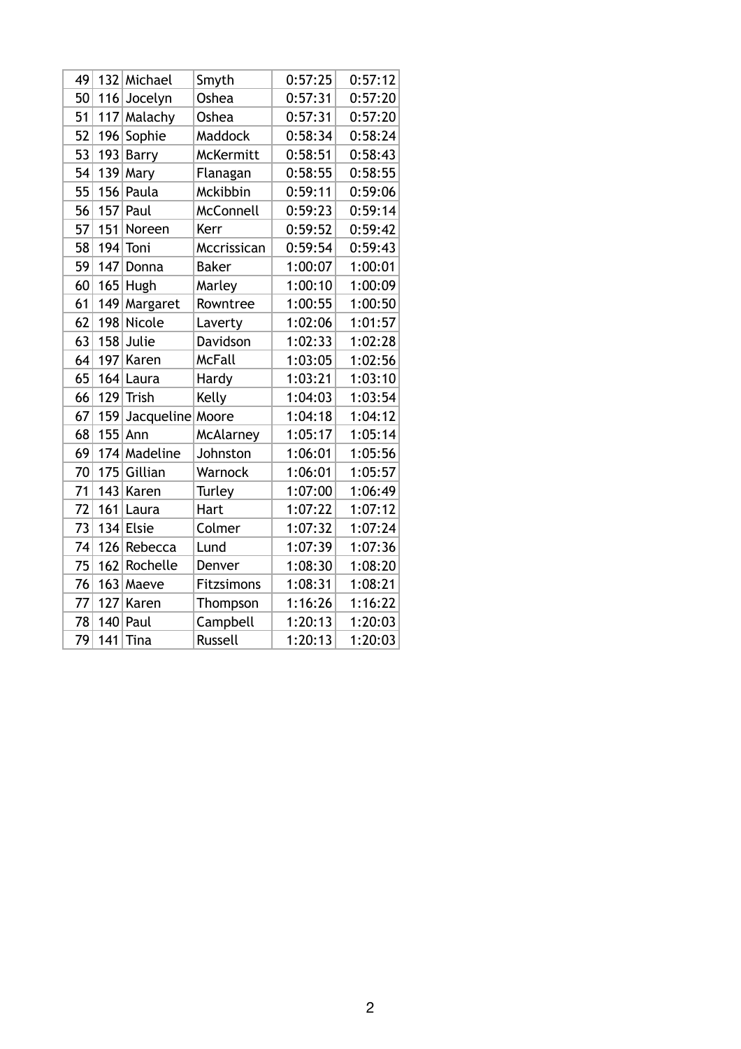| | | | | | |
|---|---|---|---|---|---|
| 49 | 132 | Michael | Smyth | 0:57:25 | 0:57:12 |
| 50 | 116 | Jocelyn | Oshea | 0:57:31 | 0:57:20 |
| 51 | 117 | Malachy | Oshea | 0:57:31 | 0:57:20 |
| 52 | 196 | Sophie | Maddock | 0:58:34 | 0:58:24 |
| 53 | 193 | Barry | McKermitt | 0:58:51 | 0:58:43 |
| 54 | 139 | Mary | Flanagan | 0:58:55 | 0:58:55 |
| 55 | 156 | Paula | Mckibbin | 0:59:11 | 0:59:06 |
| 56 | 157 | Paul | McConnell | 0:59:23 | 0:59:14 |
| 57 | 151 | Noreen | Kerr | 0:59:52 | 0:59:42 |
| 58 | 194 | Toni | Mccrissican | 0:59:54 | 0:59:43 |
| 59 | 147 | Donna | Baker | 1:00:07 | 1:00:01 |
| 60 | 165 | Hugh | Marley | 1:00:10 | 1:00:09 |
| 61 | 149 | Margaret | Rowntree | 1:00:55 | 1:00:50 |
| 62 | 198 | Nicole | Laverty | 1:02:06 | 1:01:57 |
| 63 | 158 | Julie | Davidson | 1:02:33 | 1:02:28 |
| 64 | 197 | Karen | McFall | 1:03:05 | 1:02:56 |
| 65 | 164 | Laura | Hardy | 1:03:21 | 1:03:10 |
| 66 | 129 | Trish | Kelly | 1:04:03 | 1:03:54 |
| 67 | 159 | Jacqueline | Moore | 1:04:18 | 1:04:12 |
| 68 | 155 | Ann | McAlarney | 1:05:17 | 1:05:14 |
| 69 | 174 | Madeline | Johnston | 1:06:01 | 1:05:56 |
| 70 | 175 | Gillian | Warnock | 1:06:01 | 1:05:57 |
| 71 | 143 | Karen | Turley | 1:07:00 | 1:06:49 |
| 72 | 161 | Laura | Hart | 1:07:22 | 1:07:12 |
| 73 | 134 | Elsie | Colmer | 1:07:32 | 1:07:24 |
| 74 | 126 | Rebecca | Lund | 1:07:39 | 1:07:36 |
| 75 | 162 | Rochelle | Denver | 1:08:30 | 1:08:20 |
| 76 | 163 | Maeve | Fitzsimons | 1:08:31 | 1:08:21 |
| 77 | 127 | Karen | Thompson | 1:16:26 | 1:16:22 |
| 78 | 140 | Paul | Campbell | 1:20:13 | 1:20:03 |
| 79 | 141 | Tina | Russell | 1:20:13 | 1:20:03 |